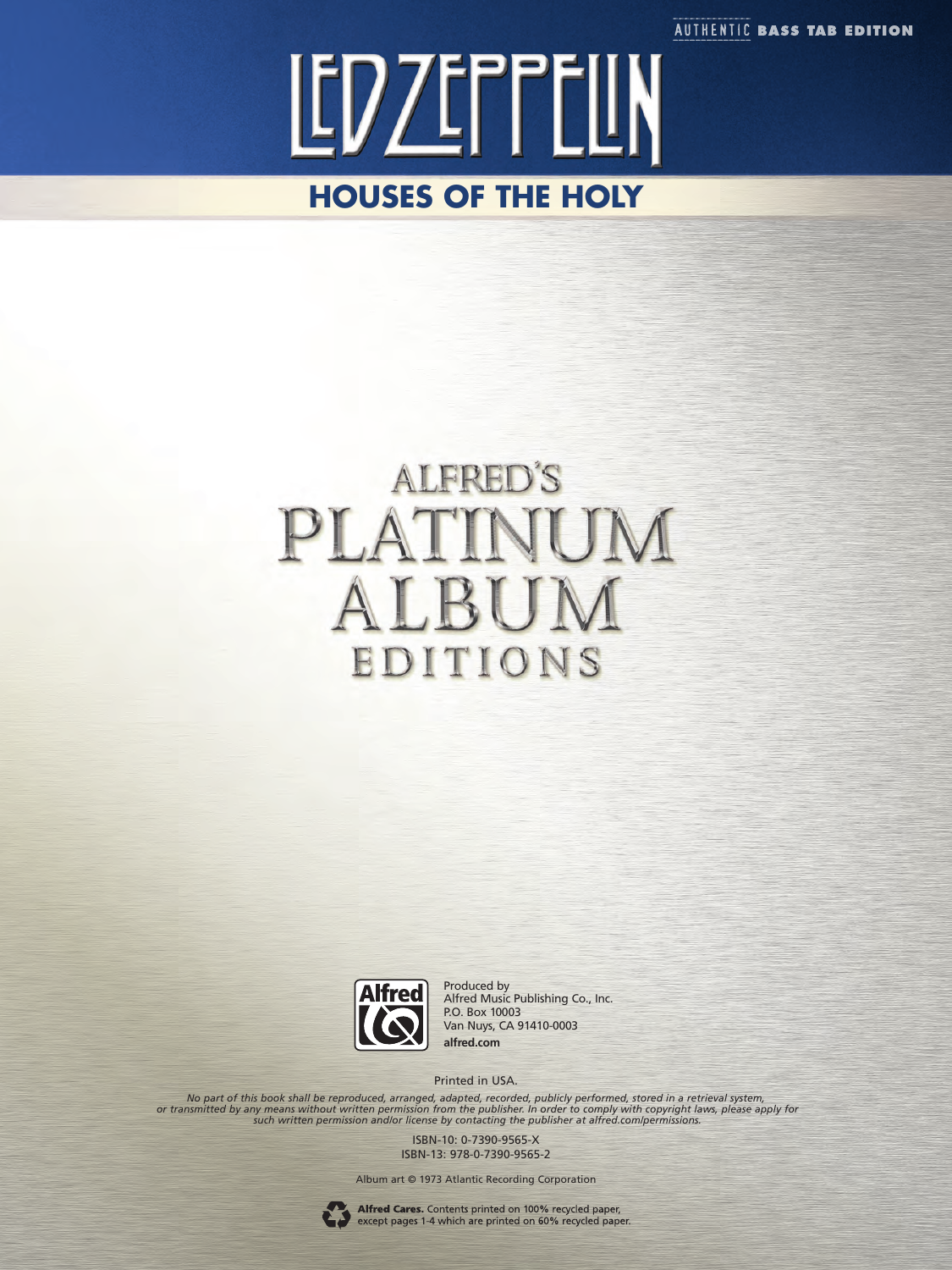AUTHENTIC **BASS TAB EDITION**

# LED ZEPPELIN

## HOUSES OF THE HOLY

ALFRED'S
PLATINUM
ALBUM
EDITIONS

Produced by
Alfred Music Publishing Co., Inc.
P.O. Box 10003
Van Nuys, CA 91410-0003
**alfred.com**

Printed in USA.

*No part of this book shall be reproduced, arranged, adapted, recorded, publicly performed, stored in a retrieval system, or transmitted by any means without written permission from the publisher. In order to comply with copyright laws, please apply for such written permission and/or license by contacting the publisher at alfred.com/permissions.*

ISBN-10: 0-7390-9565-X
ISBN-13: 978-0-7390-9565-2

Album art © 1973 Atlantic Recording Corporation

**Alfred Cares.** Contents printed on 100% recycled paper, except pages 1-4 which are printed on 60% recycled paper.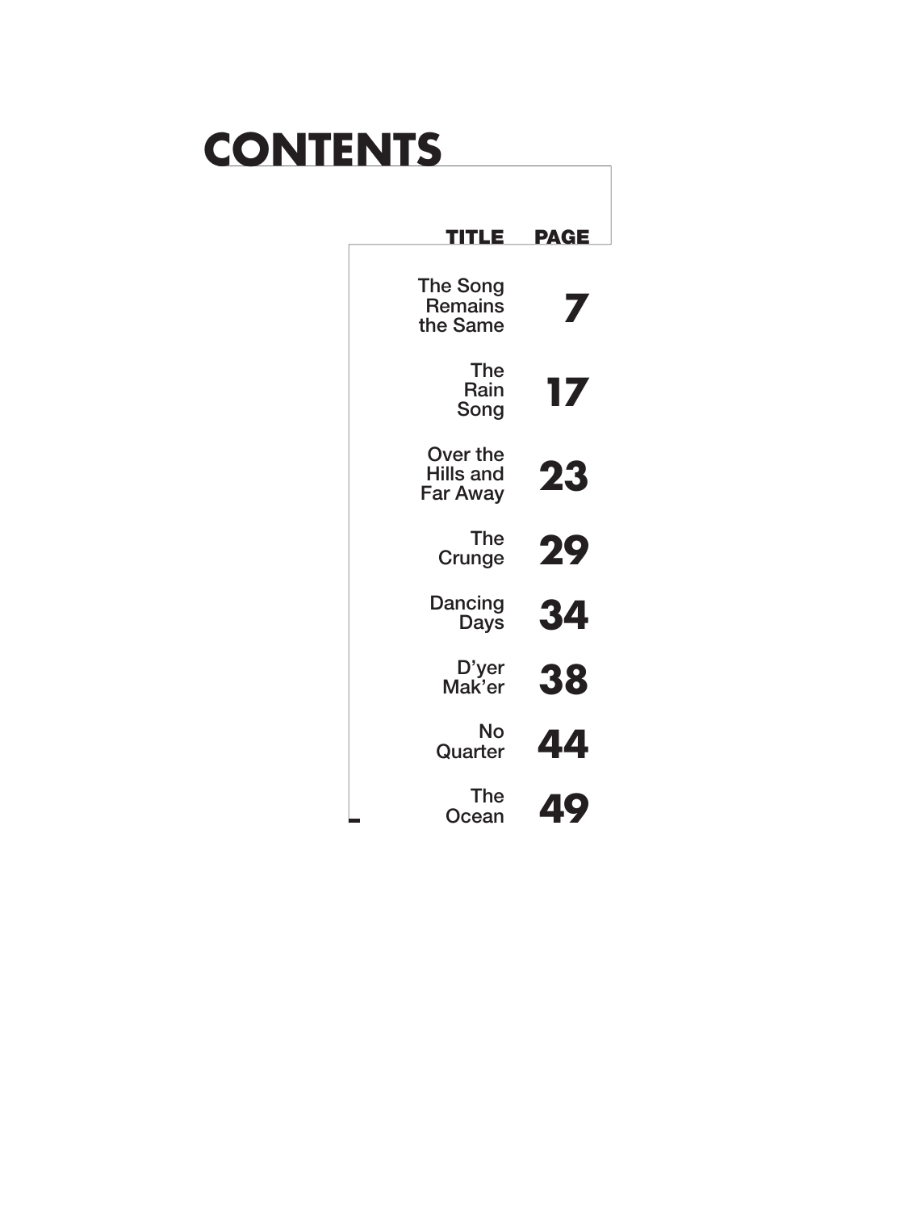# CONTENTS

| TITLE | PAGE |
| --- | --- |
| The Song Remains the Same | 7 |
| The Rain Song | 17 |
| Over the Hills and Far Away | 23 |
| The Crunge | 29 |
| Dancing Days | 34 |
| D'yer Mak'er | 38 |
| No Quarter | 44 |
| The Ocean | 49 |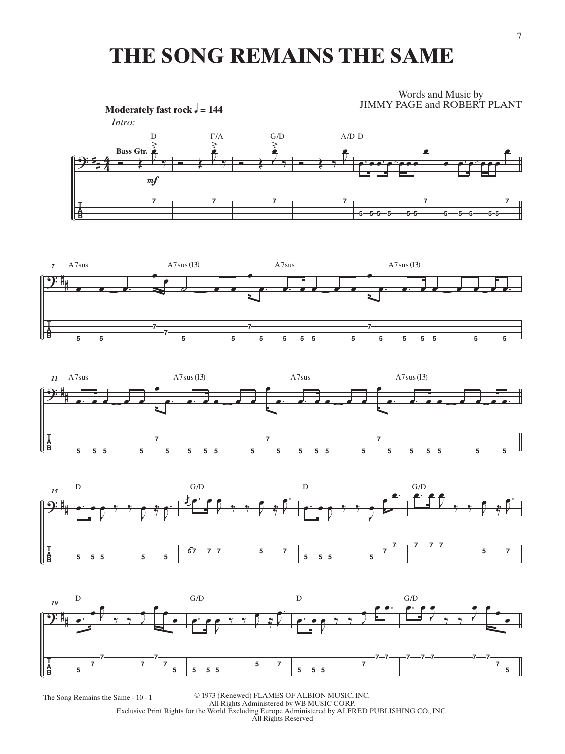# THE SONG REMAINS THE SAME

Words and Music by
JIMMY PAGE and ROBERT PLANT

**Moderately fast rock ♩ = 144**

*Intro:*

© 1973 (Renewed) FLAMES OF ALBION MUSIC, INC.
All Rights Administered by WB MUSIC CORP.
Exclusive Print Rights for the World Excluding Europe Administered by ALFRED PUBLISHING CO., INC.
All Rights Reserved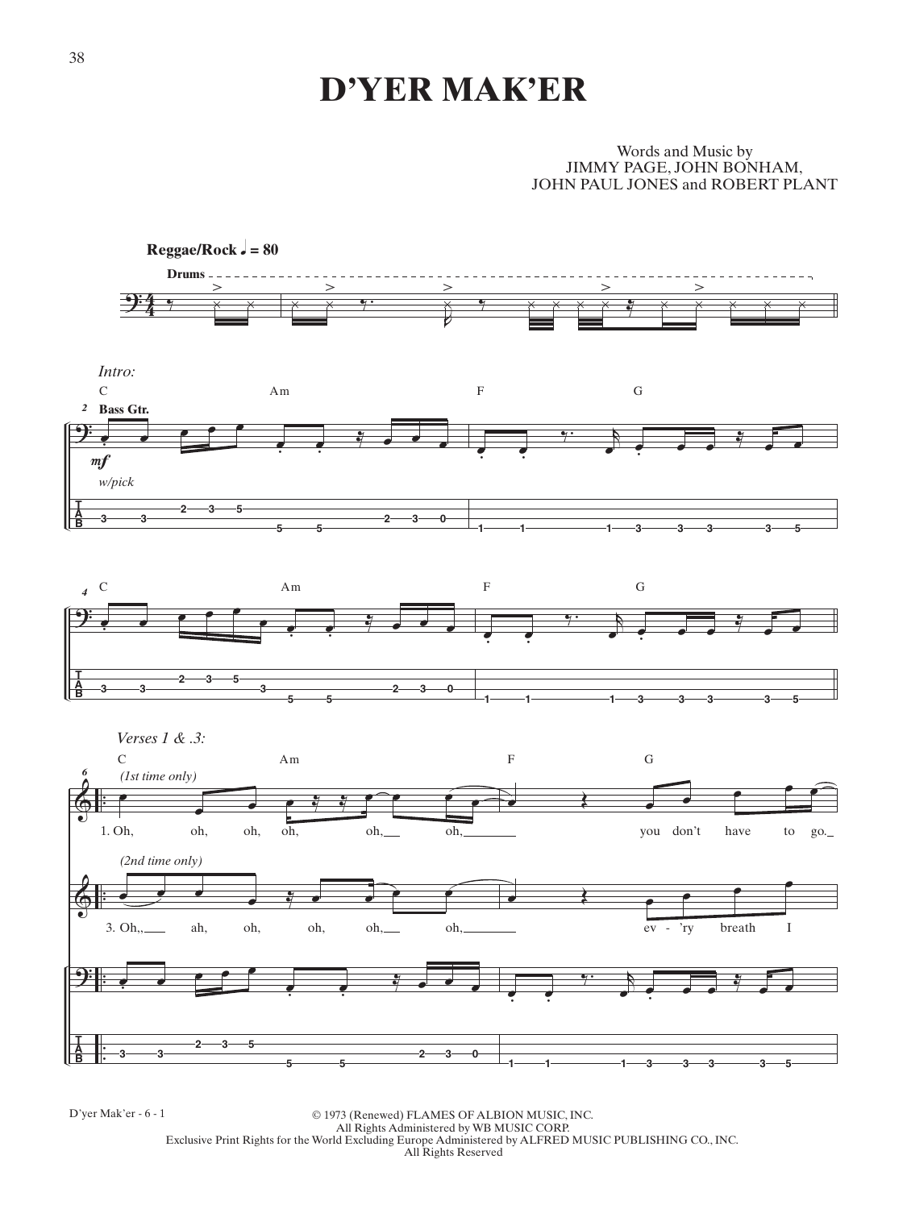# D'YER MAK'ER

Words and Music by
JIMMY PAGE, JOHN BONHAM,
JOHN PAUL JONES and ROBERT PLANT

**Reggae/Rock** ♩ = 80

Drums

*Intro:*

C Am F G

Bass Gtr.

*mf*

*w/pick*

C Am F G

*Verses 1 & .3:*

C Am F G

*(1st time only)*

1. Oh, oh, oh, oh, oh, oh, you don't have to go.

*(2nd time only)*

3. Oh,, ah, oh, oh, oh, oh, ev - 'ry breath I

© 1973 (Renewed) FLAMES OF ALBION MUSIC, INC.
All Rights Administered by WB MUSIC CORP.
Exclusive Print Rights for the World Excluding Europe Administered by ALFRED MUSIC PUBLISHING CO., INC.
All Rights Reserved